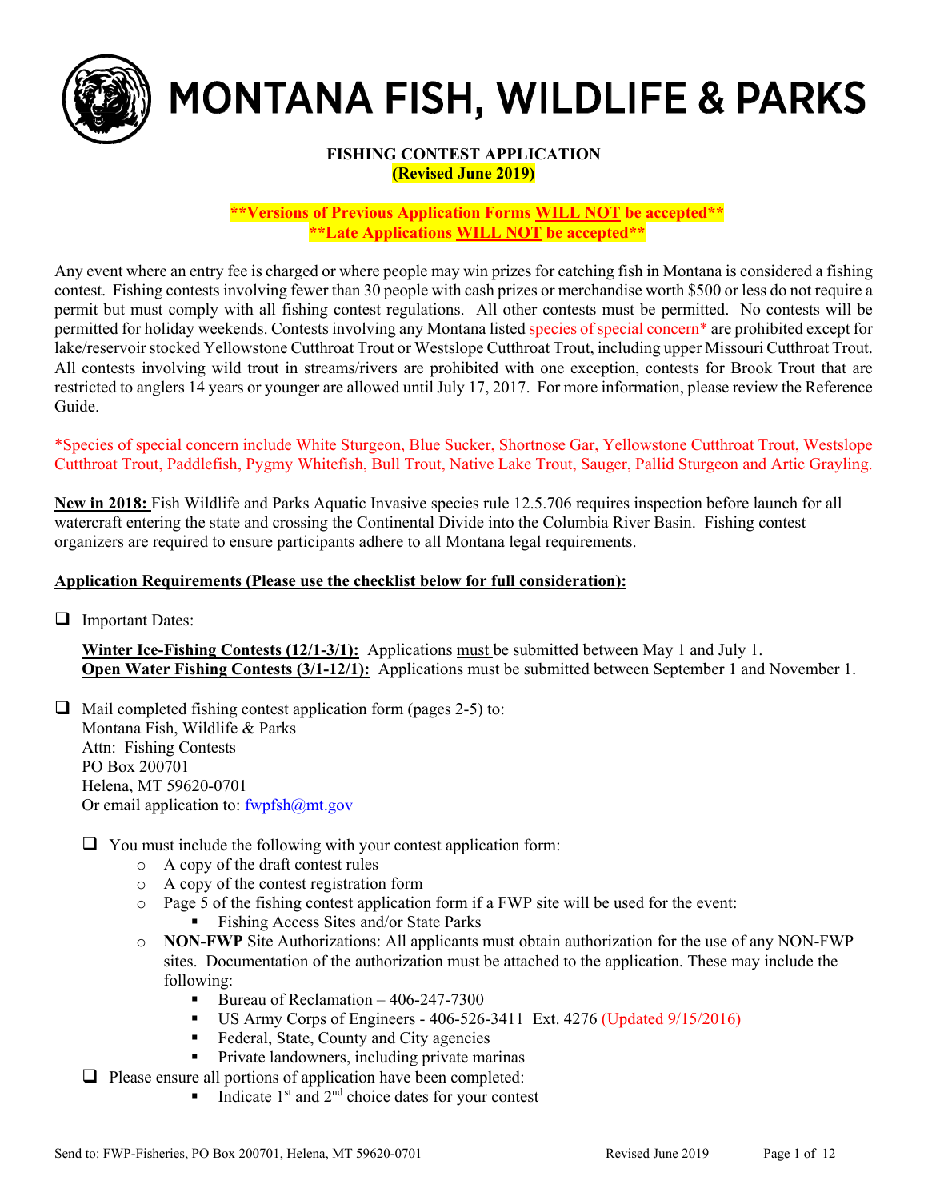# MONTANA FISH, WILDLIFE & PARKS

## FISHING CONTEST APPLICATION
**(Revised June 2019)**

**\*\*Versions of Previous Application Forms WILL NOT be accepted\*\***
**\*\*Late Applications WILL NOT be accepted\*\***

Any event where an entry fee is charged or where people may win prizes for catching fish in Montana is considered a fishing contest. Fishing contests involving fewer than 30 people with cash prizes or merchandise worth $500 or less do not require a permit but must comply with all fishing contest regulations. All other contests must be permitted. No contests will be permitted for holiday weekends. Contests involving any Montana listed species of special concern* are prohibited except for lake/reservoir stocked Yellowstone Cutthroat Trout or Westslope Cutthroat Trout, including upper Missouri Cutthroat Trout. All contests involving wild trout in streams/rivers are prohibited with one exception, contests for Brook Trout that are restricted to anglers 14 years or younger are allowed until July 17, 2017. For more information, please review the Reference Guide.

*Species of special concern include White Sturgeon, Blue Sucker, Shortnose Gar, Yellowstone Cutthroat Trout, Westslope Cutthroat Trout, Paddlefish, Pygmy Whitefish, Bull Trout, Native Lake Trout, Sauger, Pallid Sturgeon and Artic Grayling.

**New in 2018:** Fish Wildlife and Parks Aquatic Invasive species rule 12.5.706 requires inspection before launch for all watercraft entering the state and crossing the Continental Divide into the Columbia River Basin. Fishing contest organizers are required to ensure participants adhere to all Montana legal requirements.

**Application Requirements (Please use the checklist below for full consideration):**

- [ ] Important Dates:

  **Winter Ice-Fishing Contests (12/1-3/1):** Applications must be submitted between May 1 and July 1.
  **Open Water Fishing Contests (3/1-12/1):** Applications must be submitted between September 1 and November 1.

- [ ] Mail completed fishing contest application form (pages 2-5) to:
  Montana Fish, Wildlife & Parks
  Attn: Fishing Contests
  PO Box 200701
  Helena, MT 59620-0701
  Or email application to: fwpfsh@mt.gov

  - [ ] You must include the following with your contest application form:
    - A copy of the draft contest rules
    - A copy of the contest registration form
    - Page 5 of the fishing contest application form if a FWP site will be used for the event:
      - Fishing Access Sites and/or State Parks
    - **NON-FWP** Site Authorizations: All applicants must obtain authorization for the use of any NON-FWP sites. Documentation of the authorization must be attached to the application. These may include the following:
      - Bureau of Reclamation – 406-247-7300
      - US Army Corps of Engineers - 406-526-3411 Ext. 4276 (Updated 9/15/2016)
      - Federal, State, County and City agencies
      - Private landowners, including private marinas
  - [ ] Please ensure all portions of application have been completed:
    - Indicate 1st and 2nd choice dates for your contest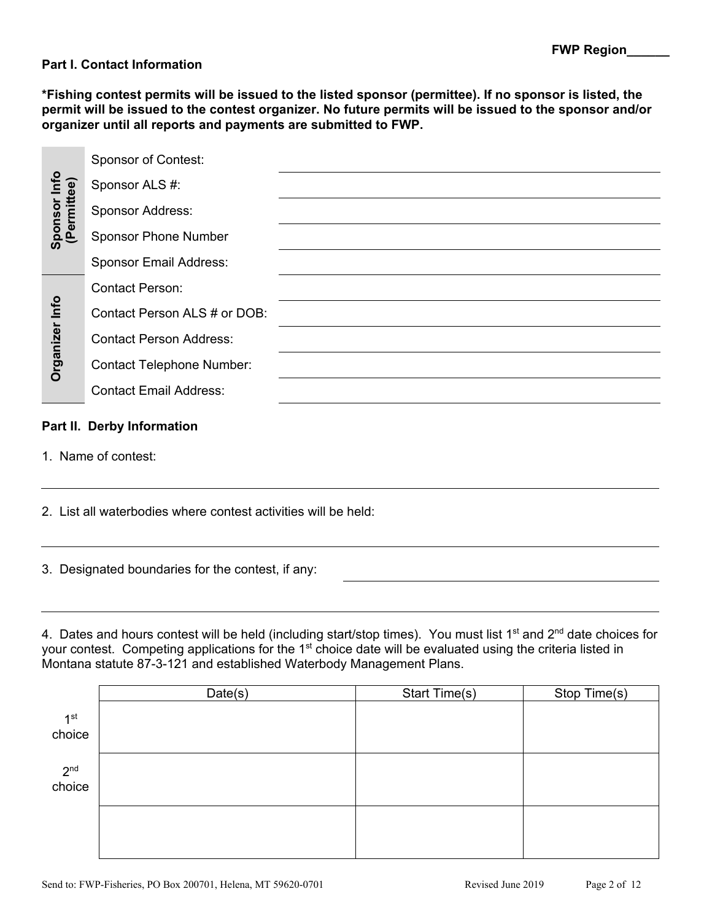FWP Region______

**Part I. Contact Information**

**\*Fishing contest permits will be issued to the listed sponsor (permittee). If no sponsor is listed, the permit will be issued to the contest organizer. No future permits will be issued to the sponsor and/or organizer until all reports and payments are submitted to FWP.**

| | | |
|---|---|---|
| **Sponsor Info (Permittee)** | Sponsor of Contest: | |
| | Sponsor ALS #: | |
| | Sponsor Address: | |
| | Sponsor Phone Number | |
| | Sponsor Email Address: | |
| **Organizer Info** | Contact Person: | |
| | Contact Person ALS # or DOB: | |
| | Contact Person Address: | |
| | Contact Telephone Number: | |
| | Contact Email Address: | |

**Part II. Derby Information**

1. Name of contest: ______________________________

2. List all waterbodies where contest activities will be held: ______________________________

3. Designated boundaries for the contest, if any: ______________________________

4. Dates and hours contest will be held (including start/stop times). You must list 1st and 2nd date choices for your contest. Competing applications for the 1st choice date will be evaluated using the criteria listed in Montana statute 87-3-121 and established Waterbody Management Plans.

| | Date(s) | Start Time(s) | Stop Time(s) |
|---|---|---|---|
| 1st choice | | | |
| 2nd choice | | | |
| | | | |

Send to: FWP-Fisheries, PO Box 200701, Helena, MT 59620-0701 Revised June 2019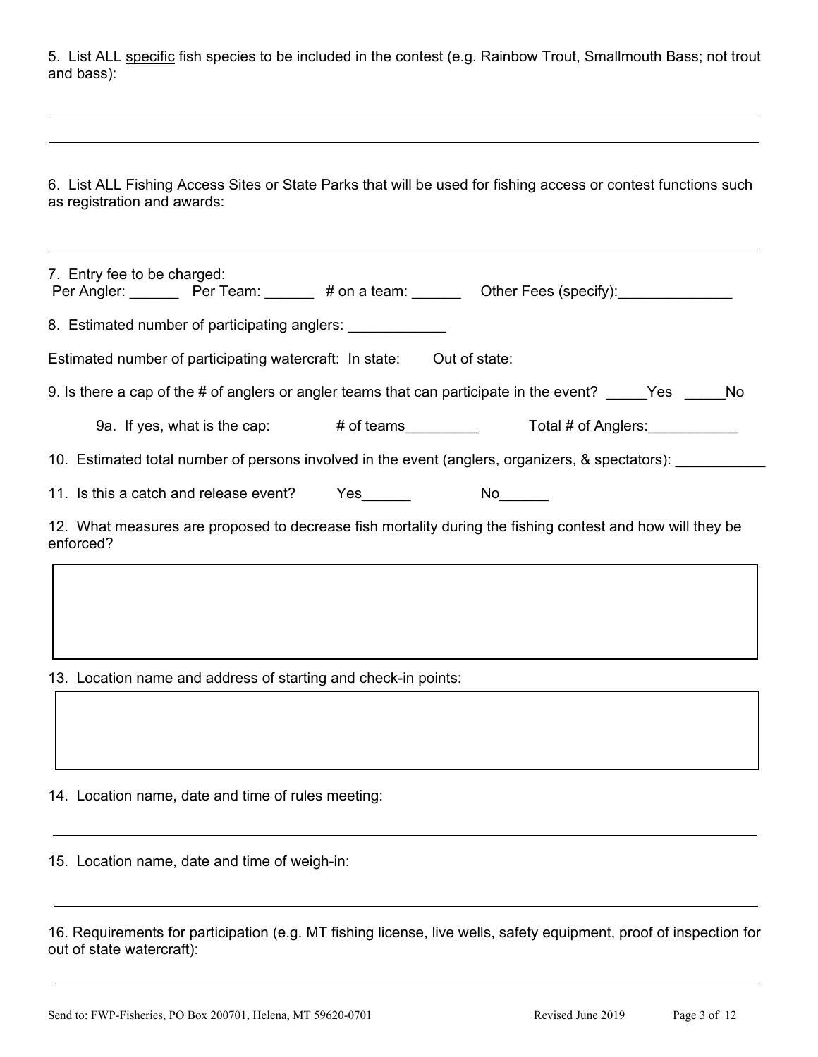5. List ALL specific fish species to be included in the contest (e.g. Rainbow Trout, Smallmouth Bass; not trout and bass):

\_\_\_\_\_\_\_\_\_\_\_\_\_\_\_\_\_\_\_\_\_\_\_\_\_\_\_\_\_\_\_\_\_\_\_\_\_\_\_\_\_\_\_\_\_\_\_\_\_\_\_\_\_\_\_\_\_\_\_\_\_\_\_\_\_\_\_\_\_\_\_\_\_\_\_\_\_\_

\_\_\_\_\_\_\_\_\_\_\_\_\_\_\_\_\_\_\_\_\_\_\_\_\_\_\_\_\_\_\_\_\_\_\_\_\_\_\_\_\_\_\_\_\_\_\_\_\_\_\_\_\_\_\_\_\_\_\_\_\_\_\_\_\_\_\_\_\_\_\_\_\_\_\_\_\_\_

6. List ALL Fishing Access Sites or State Parks that will be used for fishing access or contest functions such as registration and awards:

\_\_\_\_\_\_\_\_\_\_\_\_\_\_\_\_\_\_\_\_\_\_\_\_\_\_\_\_\_\_\_\_\_\_\_\_\_\_\_\_\_\_\_\_\_\_\_\_\_\_\_\_\_\_\_\_\_\_\_\_\_\_\_\_\_\_\_\_\_\_\_\_\_\_\_\_\_\_

7. Entry fee to be charged:
Per Angler: \_\_\_\_\_\_ Per Team: \_\_\_\_\_\_ # on a team: \_\_\_\_\_\_ Other Fees (specify):\_\_\_\_\_\_\_\_\_\_\_\_\_\_

8. Estimated number of participating anglers: \_\_\_\_\_\_\_\_\_\_\_\_

Estimated number of participating watercraft: In state: Out of state:

9. Is there a cap of the # of anglers or angler teams that can participate in the event? \_\_\_\_\_Yes \_\_\_\_\_No

9a. If yes, what is the cap: # of teams\_\_\_\_\_\_\_\_\_ Total # of Anglers:\_\_\_\_\_\_\_\_\_\_\_

10. Estimated total number of persons involved in the event (anglers, organizers, & spectators): \_\_\_\_\_\_\_\_\_\_\_

11. Is this a catch and release event? Yes\_\_\_\_\_\_ No\_\_\_\_\_\_

12. What measures are proposed to decrease fish mortality during the fishing contest and how will they be enforced?

13. Location name and address of starting and check-in points:

14. Location name, date and time of rules meeting:

\_\_\_\_\_\_\_\_\_\_\_\_\_\_\_\_\_\_\_\_\_\_\_\_\_\_\_\_\_\_\_\_\_\_\_\_\_\_\_\_\_\_\_\_\_\_\_\_\_\_\_\_\_\_\_\_\_\_\_\_\_\_\_\_\_\_\_\_\_\_\_\_\_\_\_\_\_\_

15. Location name, date and time of weigh-in:

\_\_\_\_\_\_\_\_\_\_\_\_\_\_\_\_\_\_\_\_\_\_\_\_\_\_\_\_\_\_\_\_\_\_\_\_\_\_\_\_\_\_\_\_\_\_\_\_\_\_\_\_\_\_\_\_\_\_\_\_\_\_\_\_\_\_\_\_\_\_\_\_\_\_\_\_\_\_

16. Requirements for participation (e.g. MT fishing license, live wells, safety equipment, proof of inspection for out of state watercraft):

\_\_\_\_\_\_\_\_\_\_\_\_\_\_\_\_\_\_\_\_\_\_\_\_\_\_\_\_\_\_\_\_\_\_\_\_\_\_\_\_\_\_\_\_\_\_\_\_\_\_\_\_\_\_\_\_\_\_\_\_\_\_\_\_\_\_\_\_\_\_\_\_\_\_\_\_\_\_

Send to: FWP-Fisheries, PO Box 200701, Helena, MT 59620-0701 Revised June 2019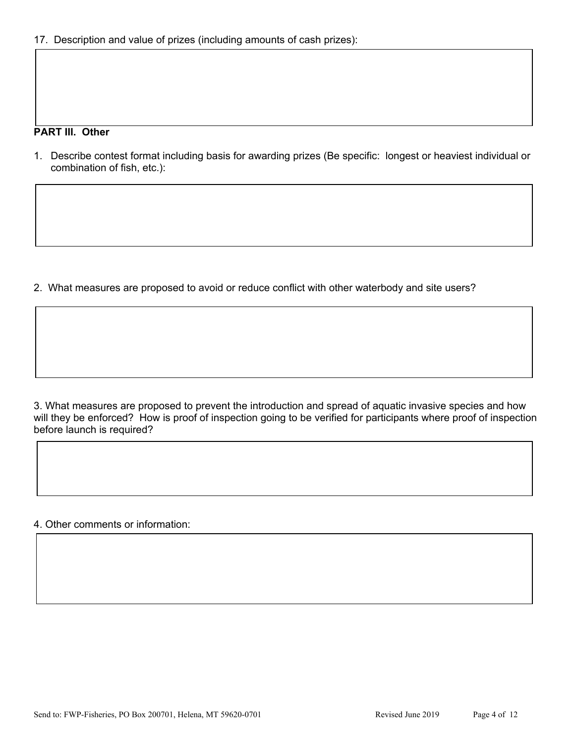17. Description and value of prizes (including amounts of cash prizes):

**PART III. Other**

1. Describe contest format including basis for awarding prizes (Be specific: longest or heaviest individual or combination of fish, etc.):

2. What measures are proposed to avoid or reduce conflict with other waterbody and site users?

3. What measures are proposed to prevent the introduction and spread of aquatic invasive species and how will they be enforced? How is proof of inspection going to be verified for participants where proof of inspection before launch is required?

4. Other comments or information:

Send to: FWP-Fisheries, PO Box 200701, Helena, MT 59620-0701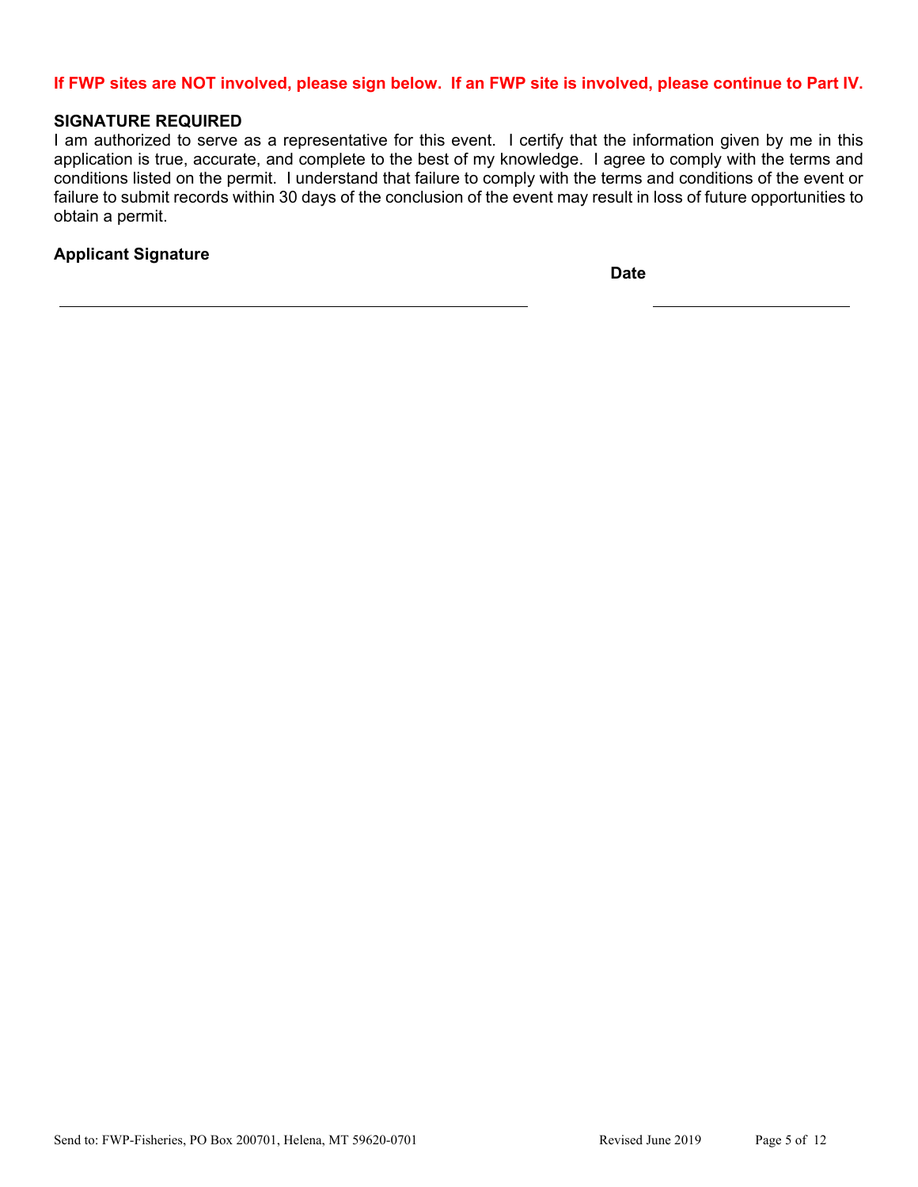**If FWP sites are NOT involved, please sign below. If an FWP site is involved, please continue to Part IV.**

**SIGNATURE REQUIRED**

I am authorized to serve as a representative for this event. I certify that the information given by me in this application is true, accurate, and complete to the best of my knowledge. I agree to comply with the terms and conditions listed on the permit. I understand that failure to comply with the terms and conditions of the event or failure to submit records within 30 days of the conclusion of the event may result in loss of future opportunities to obtain a permit.

**Applicant Signature** \_\_\_\_\_\_\_\_\_\_\_\_\_\_\_\_\_\_\_\_\_\_\_\_\_\_\_\_\_\_\_\_\_\_\_\_\_\_\_\_

**Date** \_\_\_\_\_\_\_\_\_\_\_\_\_\_\_\_\_\_\_\_

Send to: FWP-Fisheries, PO Box 200701, Helena, MT 59620-0701

Revised June 2019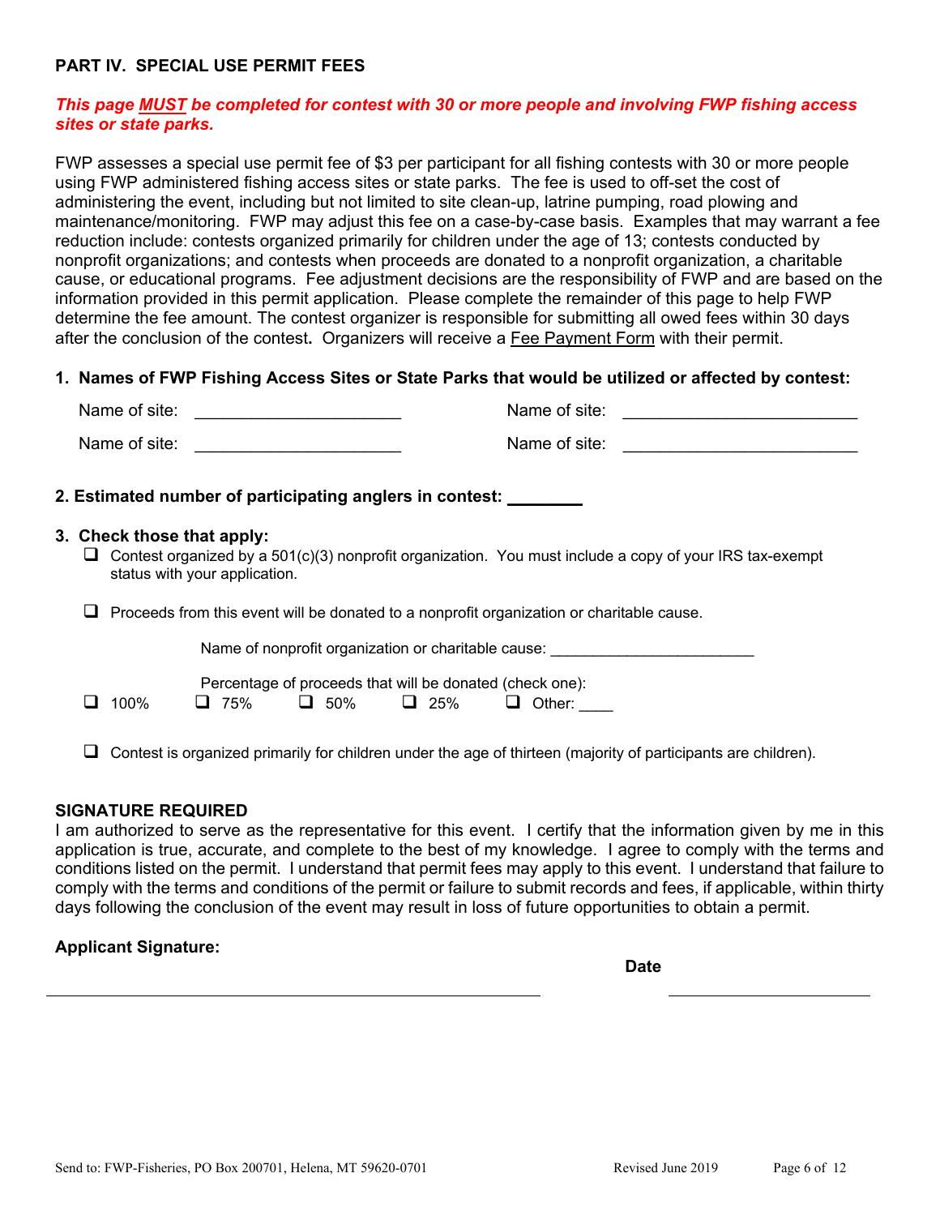## PART IV. SPECIAL USE PERMIT FEES

***This page MUST be completed for contest with 30 or more people and involving FWP fishing access sites or state parks.***

FWP assesses a special use permit fee of $3 per participant for all fishing contests with 30 or more people using FWP administered fishing access sites or state parks. The fee is used to off-set the cost of administering the event, including but not limited to site clean-up, latrine pumping, road plowing and maintenance/monitoring. FWP may adjust this fee on a case-by-case basis. Examples that may warrant a fee reduction include: contests organized primarily for children under the age of 13; contests conducted by nonprofit organizations; and contests when proceeds are donated to a nonprofit organization, a charitable cause, or educational programs. Fee adjustment decisions are the responsibility of FWP and are based on the information provided in this permit application. Please complete the remainder of this page to help FWP determine the fee amount. The contest organizer is responsible for submitting all owed fees within 30 days after the conclusion of the contest**.** Organizers will receive a Fee Payment Form with their permit.

**1. Names of FWP Fishing Access Sites or State Parks that would be utilized or affected by contest:**

Name of site: ______________________ Name of site: _________________________

Name of site: ______________________ Name of site: _________________________

**2. Estimated number of participating anglers in contest: ________**

**3. Check those that apply:**

- ☐ Contest organized by a 501(c)(3) nonprofit organization. You must include a copy of your IRS tax-exempt status with your application.

- ☐ Proceeds from this event will be donated to a nonprofit organization or charitable cause.

  Name of nonprofit organization or charitable cause: ________________________

  Percentage of proceeds that will be donated (check one):

  ☐ 100% ☐ 75% ☐ 50% ☐ 25% ☐ Other: ____

- ☐ Contest is organized primarily for children under the age of thirteen (majority of participants are children).

**SIGNATURE REQUIRED**

I am authorized to serve as the representative for this event. I certify that the information given by me in this application is true, accurate, and complete to the best of my knowledge. I agree to comply with the terms and conditions listed on the permit. I understand that permit fees may apply to this event. I understand that failure to comply with the terms and conditions of the permit or failure to submit records and fees, if applicable, within thirty days following the conclusion of the event may result in loss of future opportunities to obtain a permit.

**Applicant Signature:** ____________________________________________ **Date** ______________________

Send to: FWP-Fisheries, PO Box 200701, Helena, MT 59620-0701

Revised June 2019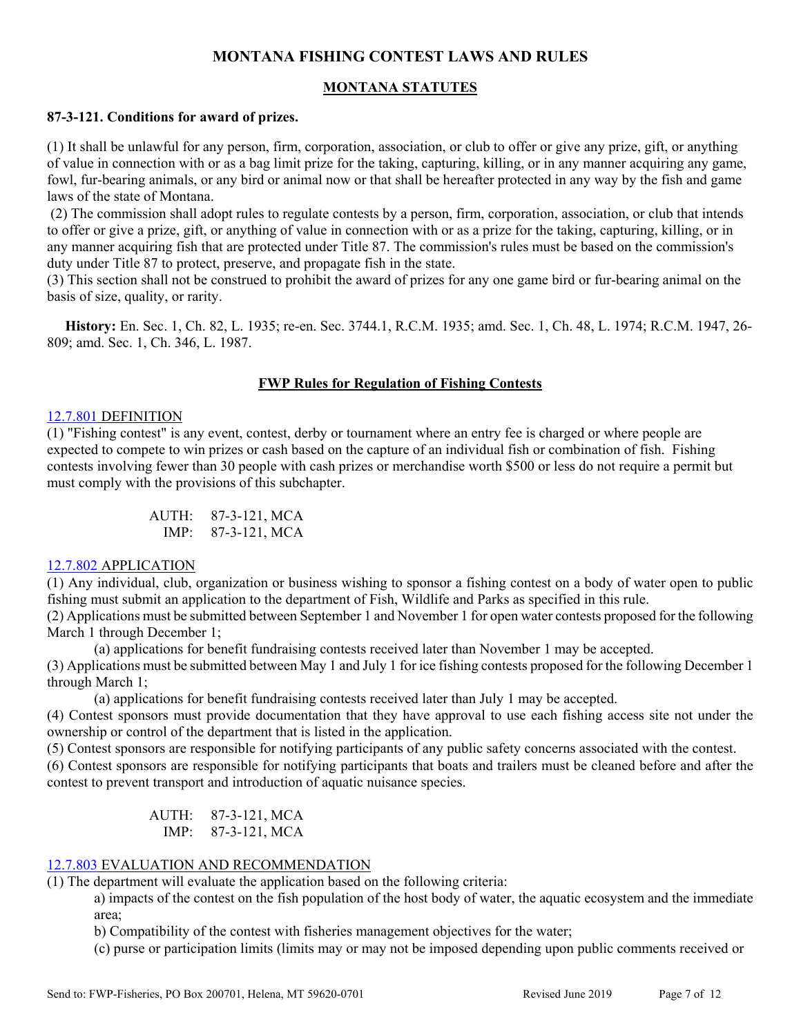# MONTANA FISHING CONTEST LAWS AND RULES

## MONTANA STATUTES

**87-3-121. Conditions for award of prizes.**

(1) It shall be unlawful for any person, firm, corporation, association, or club to offer or give any prize, gift, or anything of value in connection with or as a bag limit prize for the taking, capturing, killing, or in any manner acquiring any game, fowl, fur-bearing animals, or any bird or animal now or that shall be hereafter protected in any way by the fish and game laws of the state of Montana.

(2) The commission shall adopt rules to regulate contests by a person, firm, corporation, association, or club that intends to offer or give a prize, gift, or anything of value in connection with or as a prize for the taking, capturing, killing, or in any manner acquiring fish that are protected under Title 87. The commission's rules must be based on the commission's duty under Title 87 to protect, preserve, and propagate fish in the state.

(3) This section shall not be construed to prohibit the award of prizes for any one game bird or fur-bearing animal on the basis of size, quality, or rarity.

**History:** En. Sec. 1, Ch. 82, L. 1935; re-en. Sec. 3744.1, R.C.M. 1935; amd. Sec. 1, Ch. 48, L. 1974; R.C.M. 1947, 26-809; amd. Sec. 1, Ch. 346, L. 1987.

## FWP Rules for Regulation of Fishing Contests

### 12.7.801 DEFINITION

(1) "Fishing contest" is any event, contest, derby or tournament where an entry fee is charged or where people are expected to compete to win prizes or cash based on the capture of an individual fish or combination of fish. Fishing contests involving fewer than 30 people with cash prizes or merchandise worth $500 or less do not require a permit but must comply with the provisions of this subchapter.

AUTH: 87-3-121, MCA
IMP: 87-3-121, MCA

### 12.7.802 APPLICATION

(1) Any individual, club, organization or business wishing to sponsor a fishing contest on a body of water open to public fishing must submit an application to the department of Fish, Wildlife and Parks as specified in this rule.

(2) Applications must be submitted between September 1 and November 1 for open water contests proposed for the following March 1 through December 1;

(a) applications for benefit fundraising contests received later than November 1 may be accepted.

(3) Applications must be submitted between May 1 and July 1 for ice fishing contests proposed for the following December 1 through March 1;

(a) applications for benefit fundraising contests received later than July 1 may be accepted.

(4) Contest sponsors must provide documentation that they have approval to use each fishing access site not under the ownership or control of the department that is listed in the application.

(5) Contest sponsors are responsible for notifying participants of any public safety concerns associated with the contest.

(6) Contest sponsors are responsible for notifying participants that boats and trailers must be cleaned before and after the contest to prevent transport and introduction of aquatic nuisance species.

AUTH: 87-3-121, MCA
IMP: 87-3-121, MCA

### 12.7.803 EVALUATION AND RECOMMENDATION

(1) The department will evaluate the application based on the following criteria:

a) impacts of the contest on the fish population of the host body of water, the aquatic ecosystem and the immediate area;

b) Compatibility of the contest with fisheries management objectives for the water;

(c) purse or participation limits (limits may or may not be imposed depending upon public comments received or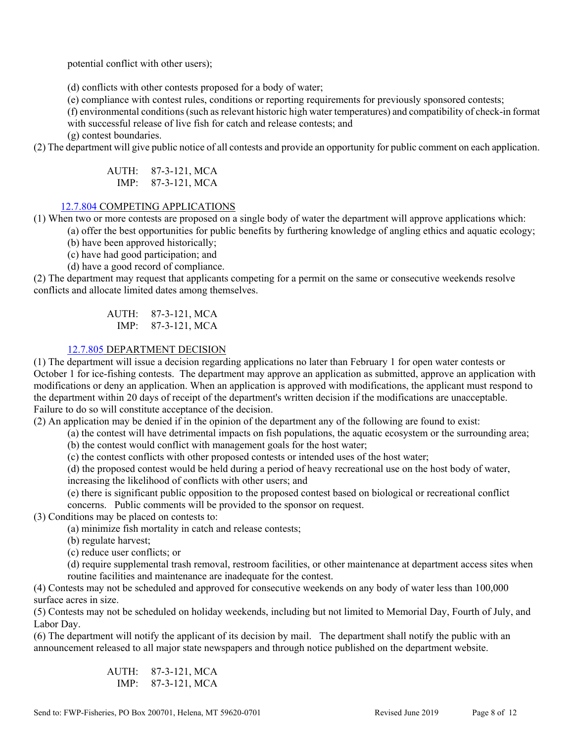potential conflict with other users);

(d) conflicts with other contests proposed for a body of water;

(e) compliance with contest rules, conditions or reporting requirements for previously sponsored contests;

(f) environmental conditions (such as relevant historic high water temperatures) and compatibility of check-in format with successful release of live fish for catch and release contests; and

(g) contest boundaries.

(2) The department will give public notice of all contests and provide an opportunity for public comment on each application.

AUTH: 87-3-121, MCA
IMP: 87-3-121, MCA

### 12.7.804 COMPETING APPLICATIONS

(1) When two or more contests are proposed on a single body of water the department will approve applications which:

(a) offer the best opportunities for public benefits by furthering knowledge of angling ethics and aquatic ecology;

(b) have been approved historically;

(c) have had good participation; and

(d) have a good record of compliance.

(2) The department may request that applicants competing for a permit on the same or consecutive weekends resolve conflicts and allocate limited dates among themselves.

AUTH: 87-3-121, MCA
IMP: 87-3-121, MCA

### 12.7.805 DEPARTMENT DECISION

(1) The department will issue a decision regarding applications no later than February 1 for open water contests or October 1 for ice-fishing contests. The department may approve an application as submitted, approve an application with modifications or deny an application. When an application is approved with modifications, the applicant must respond to the department within 20 days of receipt of the department's written decision if the modifications are unacceptable. Failure to do so will constitute acceptance of the decision.

(2) An application may be denied if in the opinion of the department any of the following are found to exist:

(a) the contest will have detrimental impacts on fish populations, the aquatic ecosystem or the surrounding area;

(b) the contest would conflict with management goals for the host water;

(c) the contest conflicts with other proposed contests or intended uses of the host water;

(d) the proposed contest would be held during a period of heavy recreational use on the host body of water, increasing the likelihood of conflicts with other users; and

(e) there is significant public opposition to the proposed contest based on biological or recreational conflict concerns. Public comments will be provided to the sponsor on request.

(3) Conditions may be placed on contests to:

(a) minimize fish mortality in catch and release contests;

(b) regulate harvest;

(c) reduce user conflicts; or

(d) require supplemental trash removal, restroom facilities, or other maintenance at department access sites when routine facilities and maintenance are inadequate for the contest.

(4) Contests may not be scheduled and approved for consecutive weekends on any body of water less than 100,000 surface acres in size.

(5) Contests may not be scheduled on holiday weekends, including but not limited to Memorial Day, Fourth of July, and Labor Day.

(6) The department will notify the applicant of its decision by mail. The department shall notify the public with an announcement released to all major state newspapers and through notice published on the department website.

AUTH: 87-3-121, MCA
IMP: 87-3-121, MCA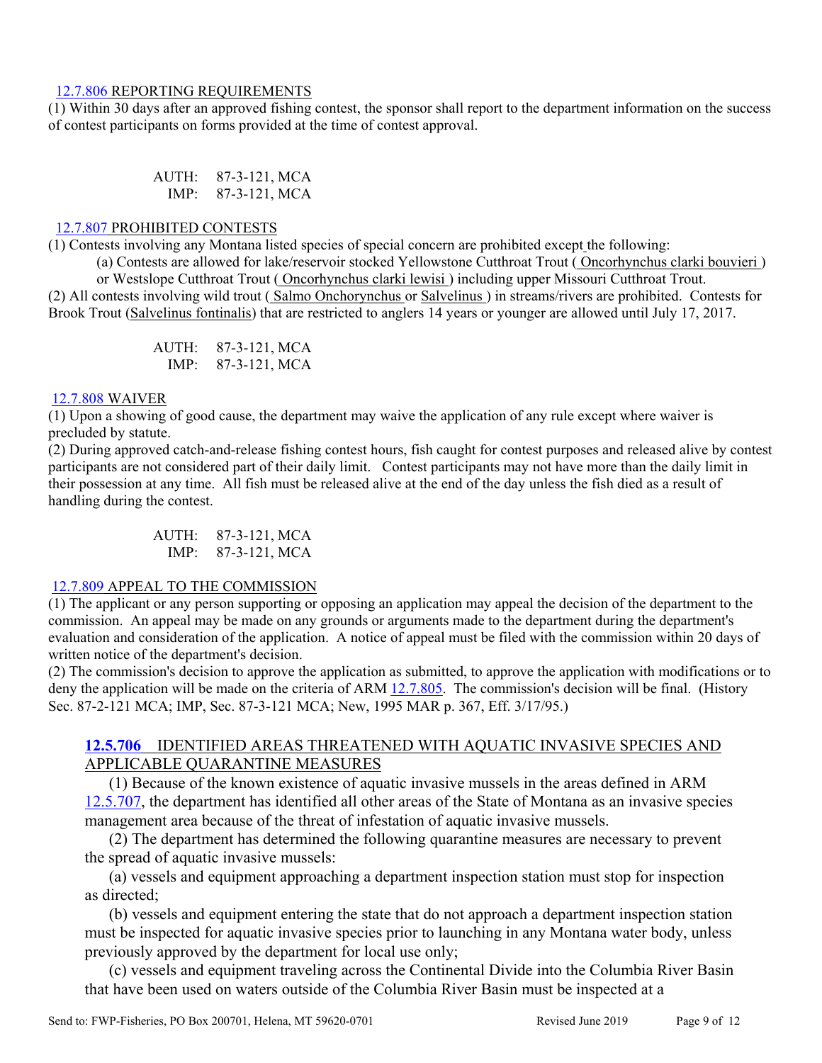12.7.806 REPORTING REQUIREMENTS

(1) Within 30 days after an approved fishing contest, the sponsor shall report to the department information on the success of contest participants on forms provided at the time of contest approval.

AUTH: 87-3-121, MCA
IMP: 87-3-121, MCA

12.7.807 PROHIBITED CONTESTS

(1) Contests involving any Montana listed species of special concern are prohibited except the following:

(a) Contests are allowed for lake/reservoir stocked Yellowstone Cutthroat Trout ( Oncorhynchus clarki bouvieri ) or Westslope Cutthroat Trout ( Oncorhynchus clarki lewisi ) including upper Missouri Cutthroat Trout.

(2) All contests involving wild trout ( Salmo Onchorynchus or Salvelinus ) in streams/rivers are prohibited. Contests for Brook Trout (Salvelinus fontinalis) that are restricted to anglers 14 years or younger are allowed until July 17, 2017.

AUTH: 87-3-121, MCA
IMP: 87-3-121, MCA

12.7.808 WAIVER

(1) Upon a showing of good cause, the department may waive the application of any rule except where waiver is precluded by statute.

(2) During approved catch-and-release fishing contest hours, fish caught for contest purposes and released alive by contest participants are not considered part of their daily limit. Contest participants may not have more than the daily limit in their possession at any time. All fish must be released alive at the end of the day unless the fish died as a result of handling during the contest.

AUTH: 87-3-121, MCA
IMP: 87-3-121, MCA

12.7.809 APPEAL TO THE COMMISSION

(1) The applicant or any person supporting or opposing an application may appeal the decision of the department to the commission. An appeal may be made on any grounds or arguments made to the department during the department's evaluation and consideration of the application. A notice of appeal must be filed with the commission within 20 days of written notice of the department's decision.

(2) The commission's decision to approve the application as submitted, to approve the application with modifications or to deny the application will be made on the criteria of ARM 12.7.805. The commission's decision will be final. (History Sec. 87-2-121 MCA; IMP, Sec. 87-3-121 MCA; New, 1995 MAR p. 367, Eff. 3/17/95.)

**12.5.706** IDENTIFIED AREAS THREATENED WITH AQUATIC INVASIVE SPECIES AND APPLICABLE QUARANTINE MEASURES

(1) Because of the known existence of aquatic invasive mussels in the areas defined in ARM 12.5.707, the department has identified all other areas of the State of Montana as an invasive species management area because of the threat of infestation of aquatic invasive mussels.

(2) The department has determined the following quarantine measures are necessary to prevent the spread of aquatic invasive mussels:

(a) vessels and equipment approaching a department inspection station must stop for inspection as directed;

(b) vessels and equipment entering the state that do not approach a department inspection station must be inspected for aquatic invasive species prior to launching in any Montana water body, unless previously approved by the department for local use only;

(c) vessels and equipment traveling across the Continental Divide into the Columbia River Basin that have been used on waters outside of the Columbia River Basin must be inspected at a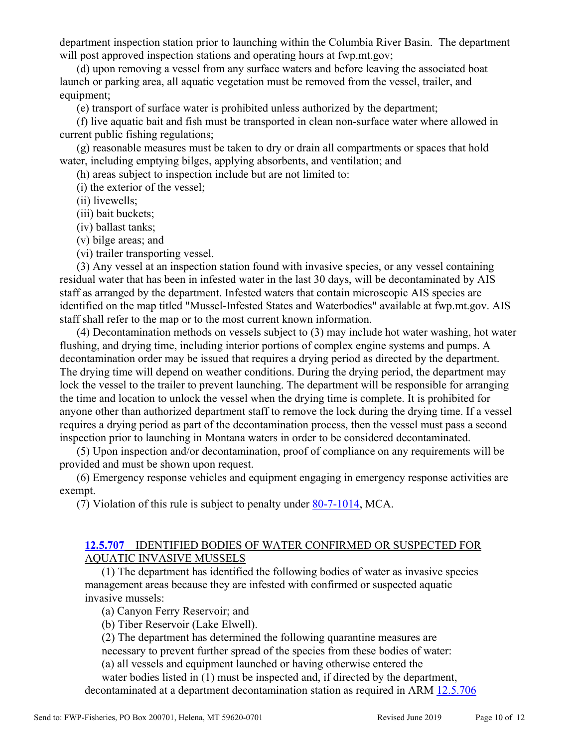department inspection station prior to launching within the Columbia River Basin. The department will post approved inspection stations and operating hours at fwp.mt.gov;

(d) upon removing a vessel from any surface waters and before leaving the associated boat launch or parking area, all aquatic vegetation must be removed from the vessel, trailer, and equipment;

(e) transport of surface water is prohibited unless authorized by the department;

(f) live aquatic bait and fish must be transported in clean non-surface water where allowed in current public fishing regulations;

(g) reasonable measures must be taken to dry or drain all compartments or spaces that hold water, including emptying bilges, applying absorbents, and ventilation; and

(h) areas subject to inspection include but are not limited to:

(i) the exterior of the vessel;

(ii) livewells;

(iii) bait buckets;

(iv) ballast tanks;

(v) bilge areas; and

(vi) trailer transporting vessel.

(3) Any vessel at an inspection station found with invasive species, or any vessel containing residual water that has been in infested water in the last 30 days, will be decontaminated by AIS staff as arranged by the department. Infested waters that contain microscopic AIS species are identified on the map titled "Mussel-Infested States and Waterbodies" available at fwp.mt.gov. AIS staff shall refer to the map or to the most current known information.

(4) Decontamination methods on vessels subject to (3) may include hot water washing, hot water flushing, and drying time, including interior portions of complex engine systems and pumps. A decontamination order may be issued that requires a drying period as directed by the department. The drying time will depend on weather conditions. During the drying period, the department may lock the vessel to the trailer to prevent launching. The department will be responsible for arranging the time and location to unlock the vessel when the drying time is complete. It is prohibited for anyone other than authorized department staff to remove the lock during the drying time. If a vessel requires a drying period as part of the decontamination process, then the vessel must pass a second inspection prior to launching in Montana waters in order to be considered decontaminated.

(5) Upon inspection and/or decontamination, proof of compliance on any requirements will be provided and must be shown upon request.

(6) Emergency response vehicles and equipment engaging in emergency response activities are exempt.

(7) Violation of this rule is subject to penalty under 80-7-1014, MCA.

**12.5.707** IDENTIFIED BODIES OF WATER CONFIRMED OR SUSPECTED FOR AQUATIC INVASIVE MUSSELS

(1) The department has identified the following bodies of water as invasive species management areas because they are infested with confirmed or suspected aquatic invasive mussels:

(a) Canyon Ferry Reservoir; and

(b) Tiber Reservoir (Lake Elwell).

(2) The department has determined the following quarantine measures are necessary to prevent further spread of the species from these bodies of water:

(a) all vessels and equipment launched or having otherwise entered the water bodies listed in (1) must be inspected and, if directed by the department, decontaminated at a department decontamination station as required in ARM 12.5.706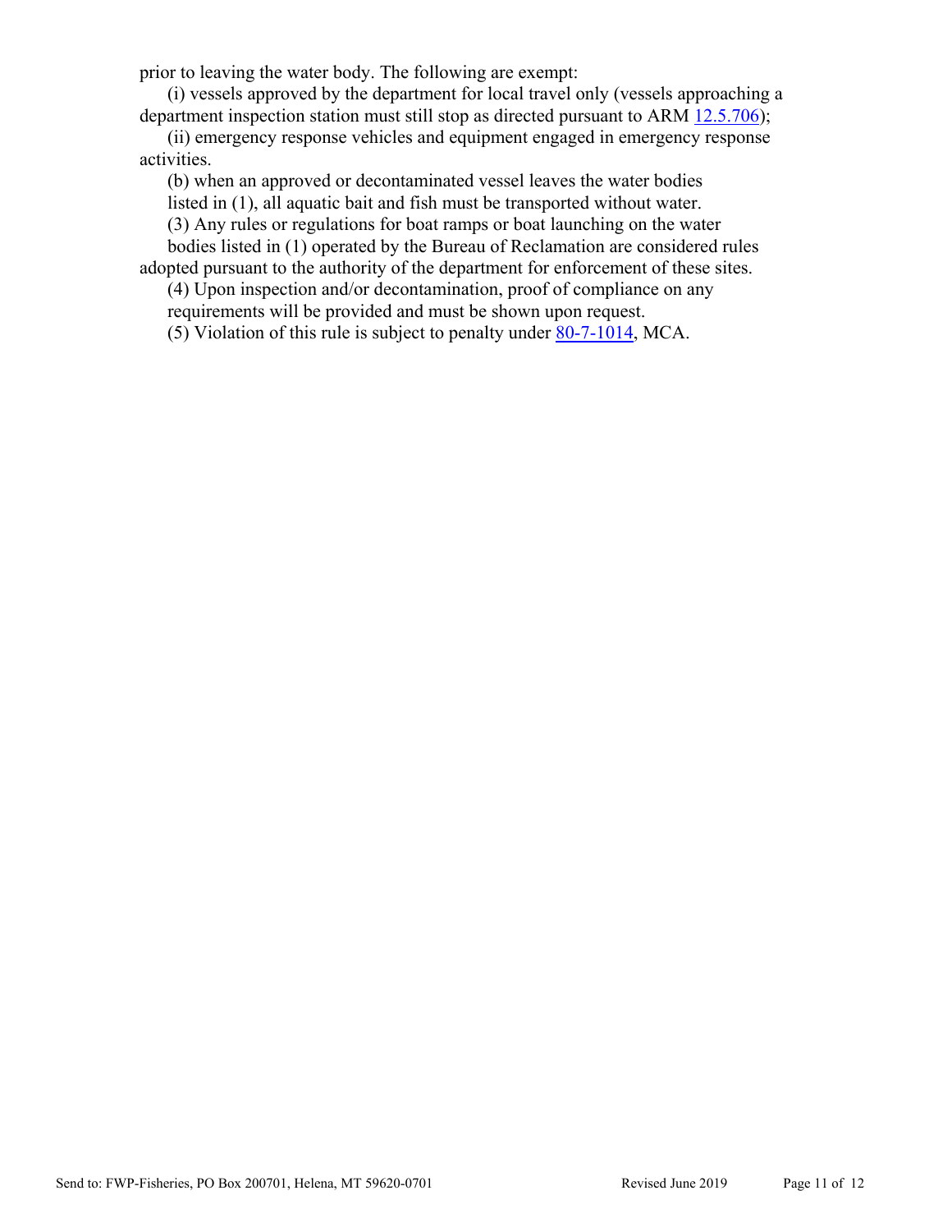prior to leaving the water body. The following are exempt:

(i) vessels approved by the department for local travel only (vessels approaching a department inspection station must still stop as directed pursuant to ARM 12.5.706);

(ii) emergency response vehicles and equipment engaged in emergency response activities.

(b) when an approved or decontaminated vessel leaves the water bodies listed in (1), all aquatic bait and fish must be transported without water.

(3) Any rules or regulations for boat ramps or boat launching on the water bodies listed in (1) operated by the Bureau of Reclamation are considered rules adopted pursuant to the authority of the department for enforcement of these sites.

(4) Upon inspection and/or decontamination, proof of compliance on any requirements will be provided and must be shown upon request.

(5) Violation of this rule is subject to penalty under 80-7-1014, MCA.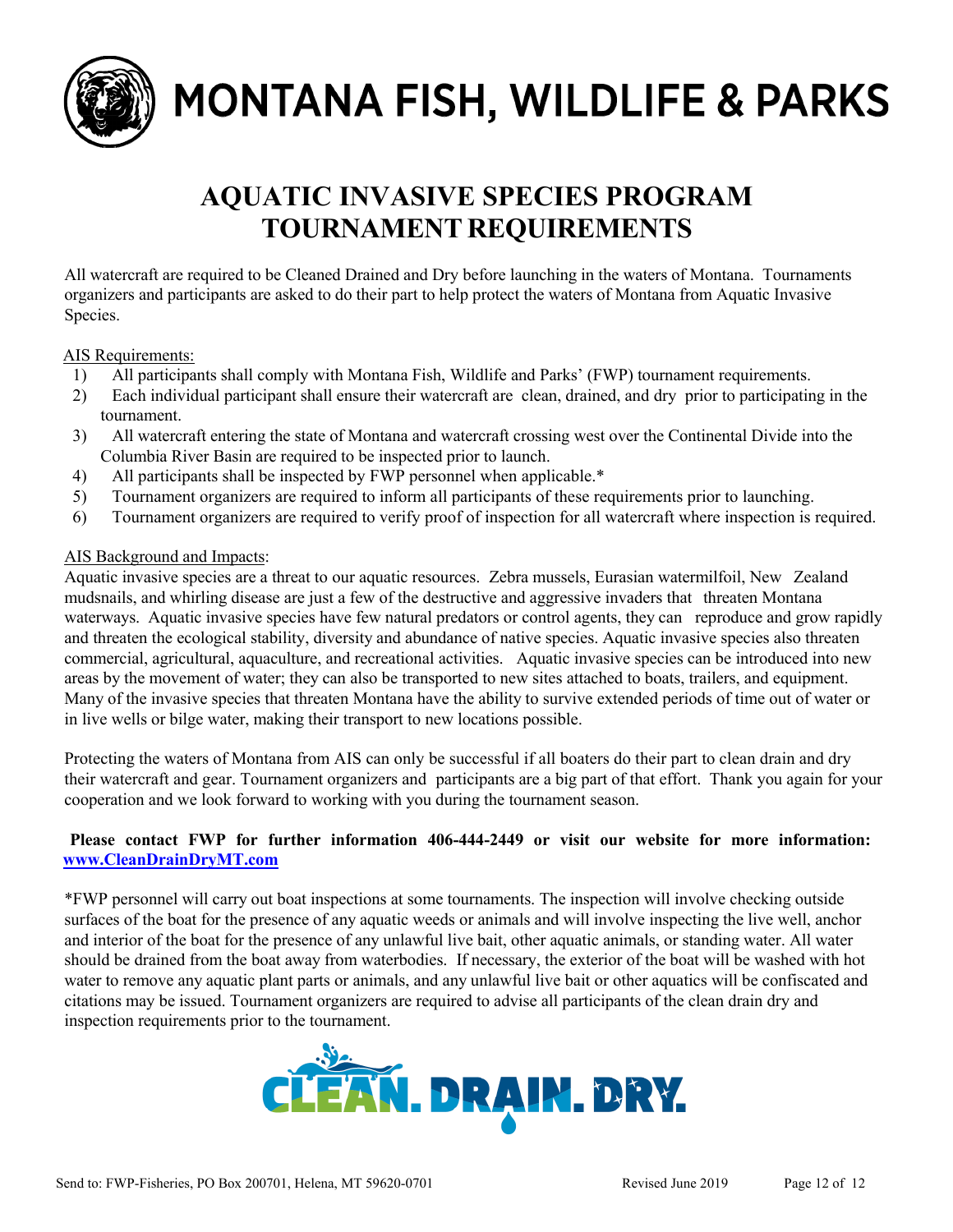MONTANA FISH, WILDLIFE & PARKS

# AQUATIC INVASIVE SPECIES PROGRAM TOURNAMENT REQUIREMENTS

All watercraft are required to be Cleaned Drained and Dry before launching in the waters of Montana. Tournaments organizers and participants are asked to do their part to help protect the waters of Montana from Aquatic Invasive Species.

AIS Requirements:

1) All participants shall comply with Montana Fish, Wildlife and Parks' (FWP) tournament requirements.
2) Each individual participant shall ensure their watercraft are clean, drained, and dry prior to participating in the tournament.
3) All watercraft entering the state of Montana and watercraft crossing west over the Continental Divide into the Columbia River Basin are required to be inspected prior to launch.
4) All participants shall be inspected by FWP personnel when applicable.*
5) Tournament organizers are required to inform all participants of these requirements prior to launching.
6) Tournament organizers are required to verify proof of inspection for all watercraft where inspection is required.

AIS Background and Impacts:

Aquatic invasive species are a threat to our aquatic resources. Zebra mussels, Eurasian watermilfoil, New Zealand mudsnails, and whirling disease are just a few of the destructive and aggressive invaders that threaten Montana waterways. Aquatic invasive species have few natural predators or control agents, they can reproduce and grow rapidly and threaten the ecological stability, diversity and abundance of native species. Aquatic invasive species also threaten commercial, agricultural, aquaculture, and recreational activities. Aquatic invasive species can be introduced into new areas by the movement of water; they can also be transported to new sites attached to boats, trailers, and equipment. Many of the invasive species that threaten Montana have the ability to survive extended periods of time out of water or in live wells or bilge water, making their transport to new locations possible.

Protecting the waters of Montana from AIS can only be successful if all boaters do their part to clean drain and dry their watercraft and gear. Tournament organizers and participants are a big part of that effort. Thank you again for your cooperation and we look forward to working with you during the tournament season.

**Please contact FWP for further information 406-444-2449 or visit our website for more information: www.CleanDrainDryMT.com**

*FWP personnel will carry out boat inspections at some tournaments. The inspection will involve checking outside surfaces of the boat for the presence of any aquatic weeds or animals and will involve inspecting the live well, anchor and interior of the boat for the presence of any unlawful live bait, other aquatic animals, or standing water. All water should be drained from the boat away from waterbodies. If necessary, the exterior of the boat will be washed with hot water to remove any aquatic plant parts or animals, and any unlawful live bait or other aquatics will be confiscated and citations may be issued. Tournament organizers are required to advise all participants of the clean drain dry and inspection requirements prior to the tournament.

CLEAN. DRAIN. DRY.

Send to: FWP-Fisheries, PO Box 200701, Helena, MT 59620-0701 Revised June 2019